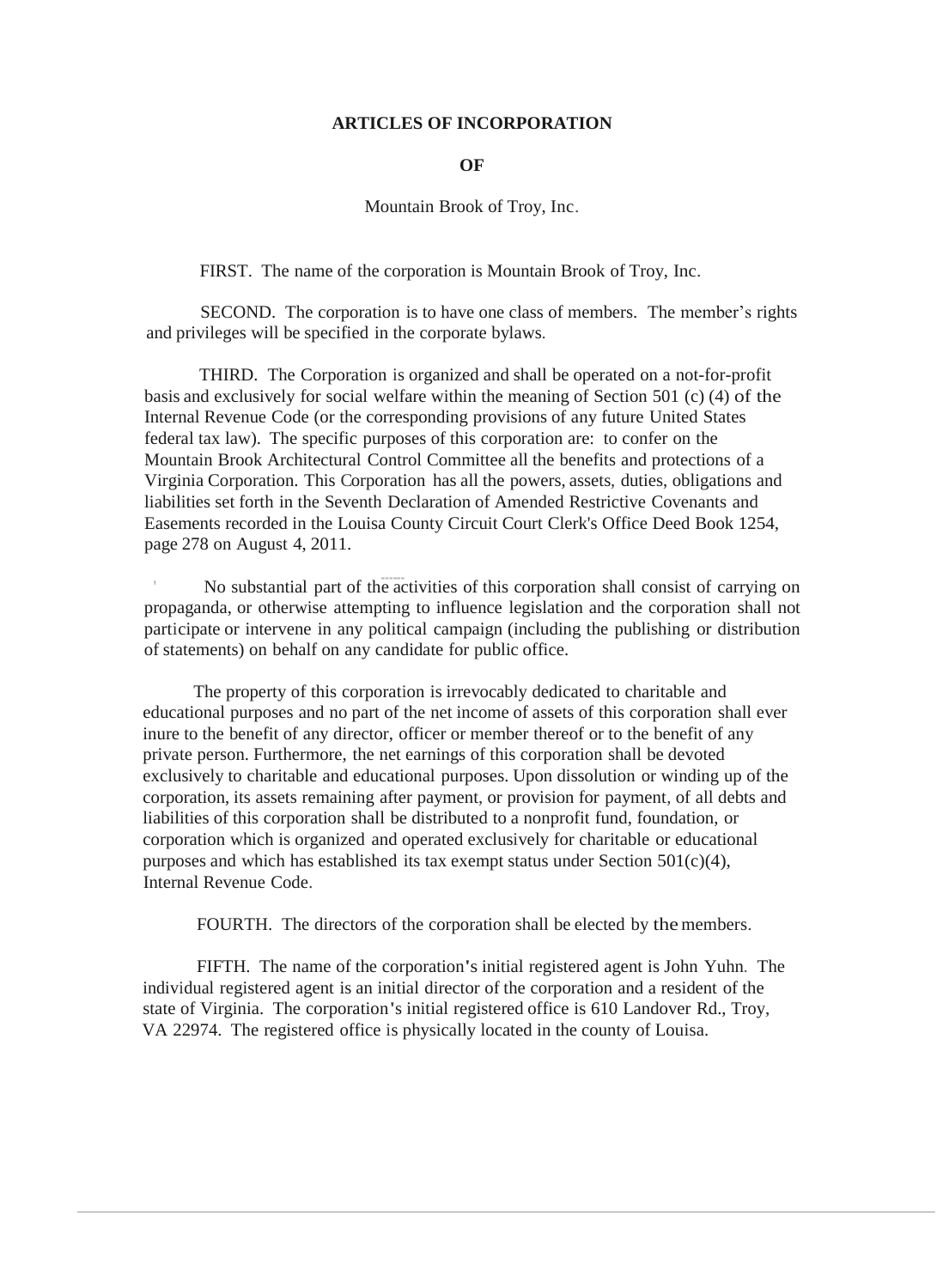# ARTICLES OF INCORPORATION

## OF

Mountain Brook of Troy, Inc.

FIRST. The name of the corporation is Mountain Brook of Troy, Inc.

SECOND. The corporation is to have one class of members. The member's rights and privileges will be specified in the corporate bylaws.

THIRD. The Corporation is organized and shall be operated on a not-for-profit basis and exclusively for social welfare within the meaning of Section 501 (c) (4) of the Internal Revenue Code (or the corresponding provisions of any future United States federal tax law). The specific purposes of this corporation are: to confer on the Mountain Brook Architectural Control Committee all the benefits and protections of a Virginia Corporation. This Corporation has all the powers, assets, duties, obligations and liabilities set forth in the Seventh Declaration of Amended Restrictive Covenants and Easements recorded in the Louisa County Circuit Court Clerk's Office Deed Book 1254, page 278 on August 4, 2011.

No substantial part of the activities of this corporation shall consist of carrying on propaganda, or otherwise attempting to influence legislation and the corporation shall not participate or intervene in any political campaign (including the publishing or distribution of statements) on behalf on any candidate for public office.

The property of this corporation is irrevocably dedicated to charitable and educational purposes and no part of the net income of assets of this corporation shall ever inure to the benefit of any director, officer or member thereof or to the benefit of any private person. Furthermore, the net earnings of this corporation shall be devoted exclusively to charitable and educational purposes. Upon dissolution or winding up of the corporation, its assets remaining after payment, or provision for payment, of all debts and liabilities of this corporation shall be distributed to a nonprofit fund, foundation, or corporation which is organized and operated exclusively for charitable or educational purposes and which has established its tax exempt status under Section 501(c)(4), Internal Revenue Code.

FOURTH. The directors of the corporation shall be elected by the members.

FIFTH. The name of the corporation's initial registered agent is John Yuhn. The individual registered agent is an initial director of the corporation and a resident of the state of Virginia. The corporation's initial registered office is 610 Landover Rd., Troy, VA 22974. The registered office is physically located in the county of Louisa.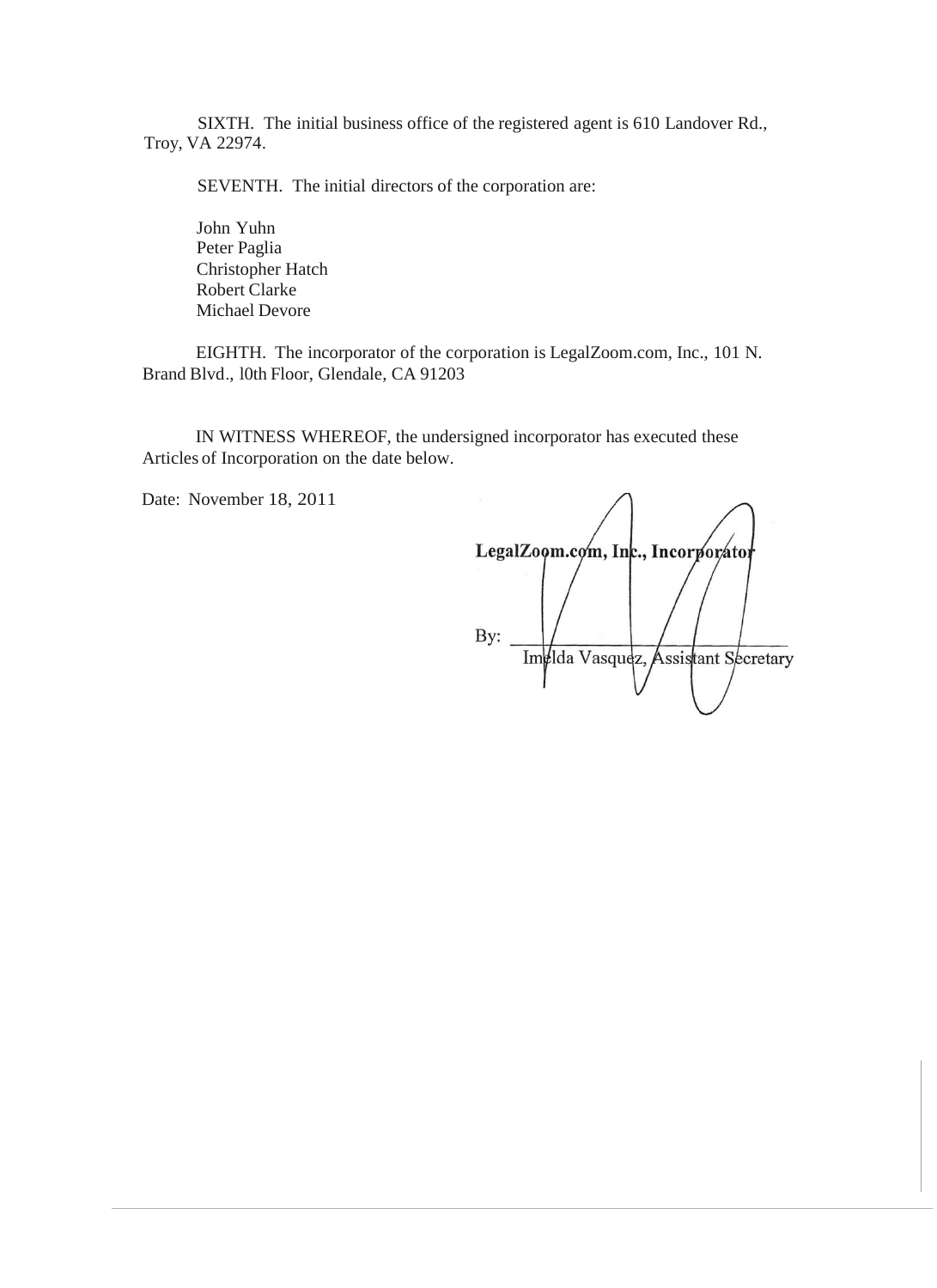SIXTH. The initial business office of the registered agent is 610 Landover Rd., Troy, VA 22974.

SEVENTH. The initial directors of the corporation are:

John Yuhn
Peter Paglia
Christopher Hatch
Robert Clarke
Michael Devore

EIGHTH. The incorporator of the corporation is LegalZoom.com, Inc., 101 N. Brand Blvd., l0th Floor, Glendale, CA 91203

IN WITNESS WHEREOF, the undersigned incorporator has executed these Articles of Incorporation on the date below.

Date: November 18, 2011

**LegalZoom.com, Inc., Incorporator**

By: ______________________________
Imelda Vasquez, Assistant Secretary